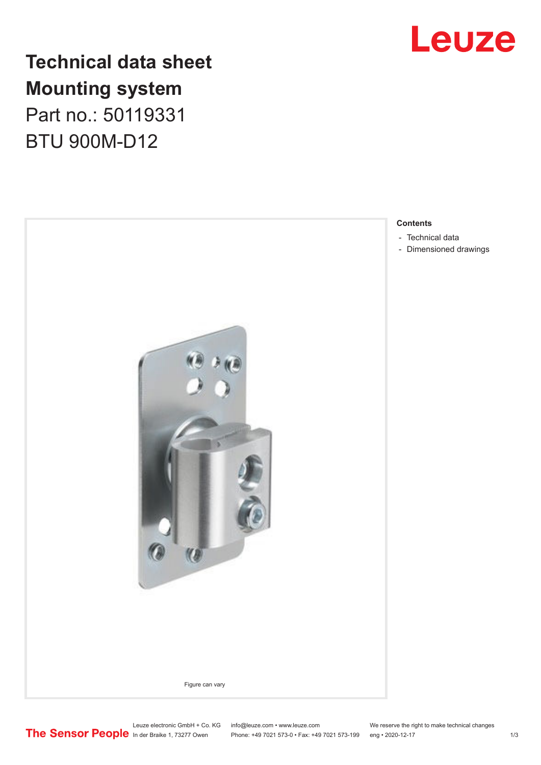# Technical data sheet
# Mounting system

Part no.: 50119331

BTU 900M-D12

Figure can vary

**Contents**

- Technical data
- Dimensioned drawings

Leuze electronic GmbH + Co. KG
In der Braike 1, 73277 Owen

info@leuze.com • www.leuze.com
Phone: +49 7021 573-0 • Fax: +49 7021 573-199

We reserve the right to make technical changes
eng • 2020-12-17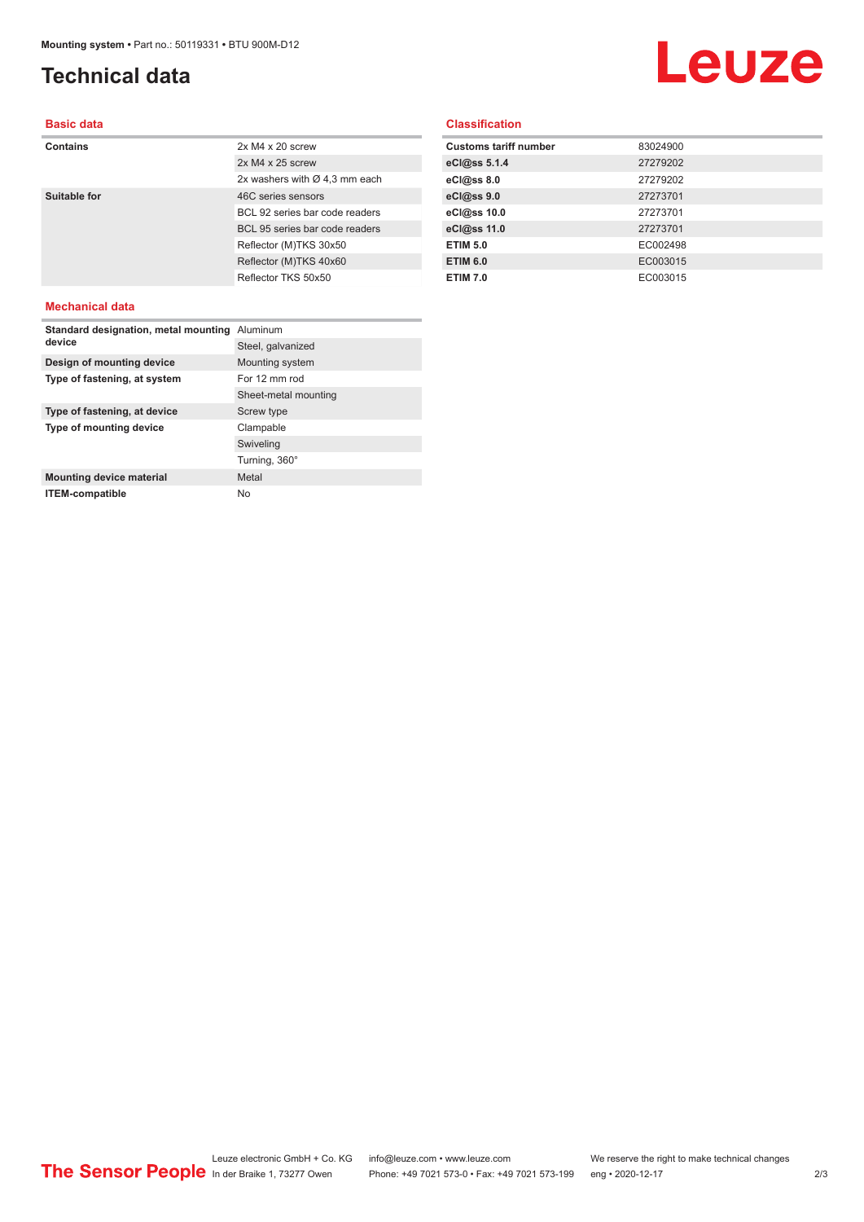# Technical data

## Basic data

| | |
|---|---|
| **Contains** | 2x M4 x 20 screw |
| | 2x M4 x 25 screw |
| | 2x washers with Ø 4,3 mm each |
| **Suitable for** | 46C series sensors |
| | BCL 92 series bar code readers |
| | BCL 95 series bar code readers |
| | Reflector (M)TKS 30x50 |
| | Reflector (M)TKS 40x60 |
| | Reflector TKS 50x50 |

## Mechanical data

| | |
|---|---|
| **Standard designation, metal mounting device** | Aluminum |
| | Steel, galvanized |
| **Design of mounting device** | Mounting system |
| **Type of fastening, at system** | For 12 mm rod |
| | Sheet-metal mounting |
| **Type of fastening, at device** | Screw type |
| **Type of mounting device** | Clampable |
| | Swiveling |
| | Turning, 360° |
| **Mounting device material** | Metal |
| **ITEM-compatible** | No |

## Classification

| | |
|---|---|
| **Customs tariff number** | 83024900 |
| **eCl@ss 5.1.4** | 27279202 |
| **eCl@ss 8.0** | 27279202 |
| **eCl@ss 9.0** | 27273701 |
| **eCl@ss 10.0** | 27273701 |
| **eCl@ss 11.0** | 27273701 |
| **ETIM 5.0** | EC002498 |
| **ETIM 6.0** | EC003015 |
| **ETIM 7.0** | EC003015 |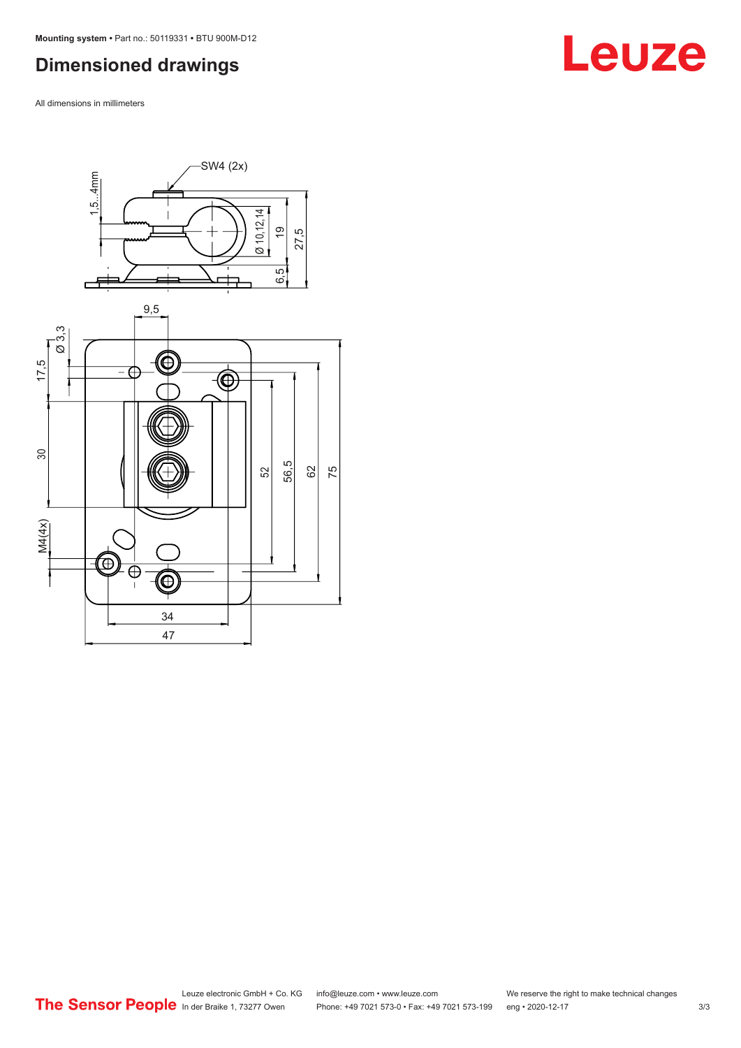## Dimensioned drawings

All dimensions in millimeters

SW4 (2x)

1,5...4mm

Ø 10,12,14

19

27,5

6,5

9,5

Ø 3,3

17,5

30

M4(4x)

52

56,5

62

75

34

47